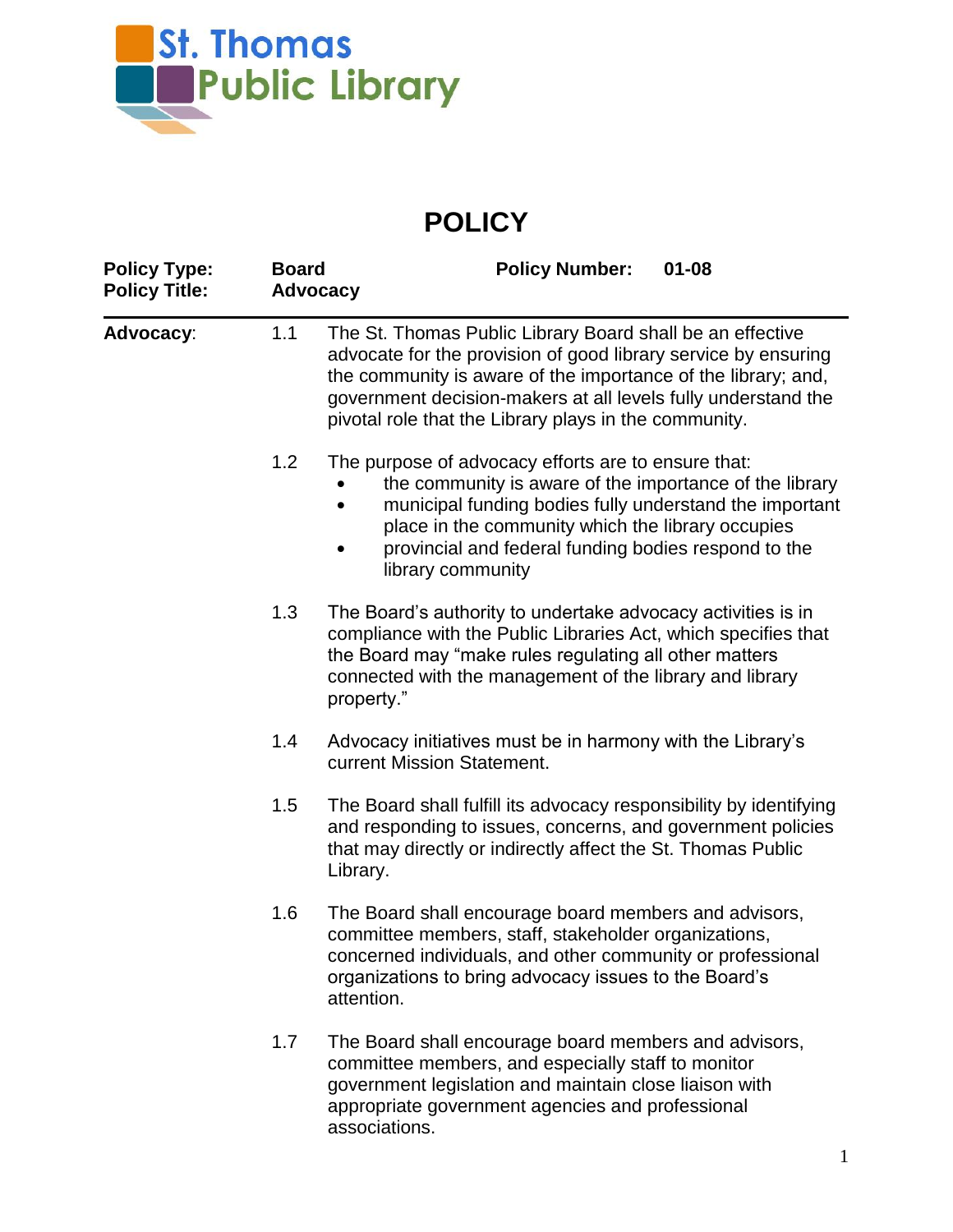St. Thomas Public Library

# POLICY

| Policy Type: | Board | Policy Number: | 01-08 |
|---|---|---|---|
| Policy Title: | Advocacy | | |

**Advocacy**:

1.1 The St. Thomas Public Library Board shall be an effective advocate for the provision of good library service by ensuring the community is aware of the importance of the library; and, government decision-makers at all levels fully understand the pivotal role that the Library plays in the community.

1.2 The purpose of advocacy efforts are to ensure that:
- the community is aware of the importance of the library
- municipal funding bodies fully understand the important place in the community which the library occupies
- provincial and federal funding bodies respond to the library community

1.3 The Board's authority to undertake advocacy activities is in compliance with the Public Libraries Act, which specifies that the Board may "make rules regulating all other matters connected with the management of the library and library property."

1.4 Advocacy initiatives must be in harmony with the Library's current Mission Statement.

1.5 The Board shall fulfill its advocacy responsibility by identifying and responding to issues, concerns, and government policies that may directly or indirectly affect the St. Thomas Public Library.

1.6 The Board shall encourage board members and advisors, committee members, staff, stakeholder organizations, concerned individuals, and other community or professional organizations to bring advocacy issues to the Board's attention.

1.7 The Board shall encourage board members and advisors, committee members, and especially staff to monitor government legislation and maintain close liaison with appropriate government agencies and professional associations.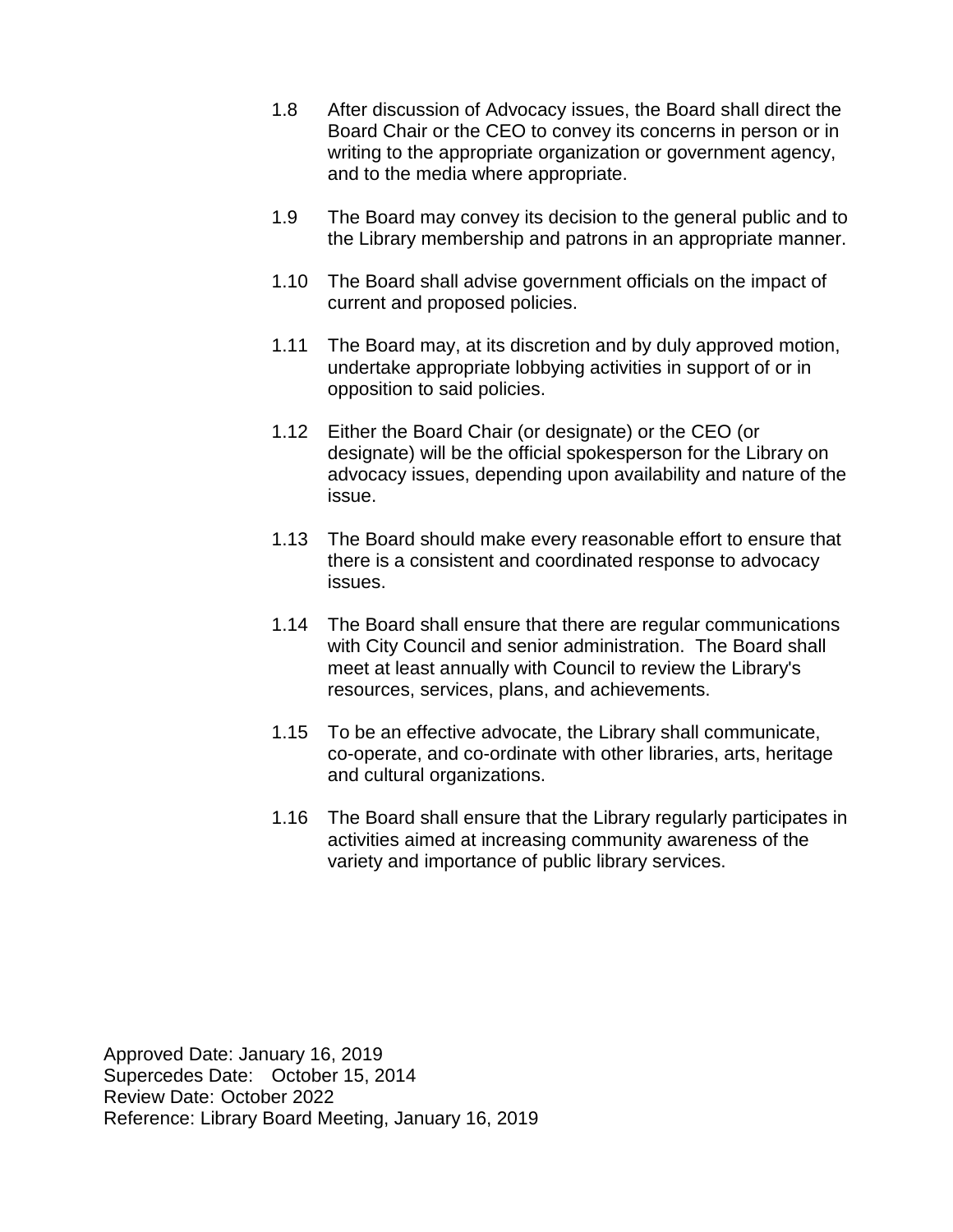1.8 After discussion of Advocacy issues, the Board shall direct the Board Chair or the CEO to convey its concerns in person or in writing to the appropriate organization or government agency, and to the media where appropriate.

1.9 The Board may convey its decision to the general public and to the Library membership and patrons in an appropriate manner.

1.10 The Board shall advise government officials on the impact of current and proposed policies.

1.11 The Board may, at its discretion and by duly approved motion, undertake appropriate lobbying activities in support of or in opposition to said policies.

1.12 Either the Board Chair (or designate) or the CEO (or designate) will be the official spokesperson for the Library on advocacy issues, depending upon availability and nature of the issue.

1.13 The Board should make every reasonable effort to ensure that there is a consistent and coordinated response to advocacy issues.

1.14 The Board shall ensure that there are regular communications with City Council and senior administration. The Board shall meet at least annually with Council to review the Library's resources, services, plans, and achievements.

1.15 To be an effective advocate, the Library shall communicate, co-operate, and co-ordinate with other libraries, arts, heritage and cultural organizations.

1.16 The Board shall ensure that the Library regularly participates in activities aimed at increasing community awareness of the variety and importance of public library services.

Approved Date: January 16, 2019
Supercedes Date: October 15, 2014
Review Date: October 2022
Reference: Library Board Meeting, January 16, 2019